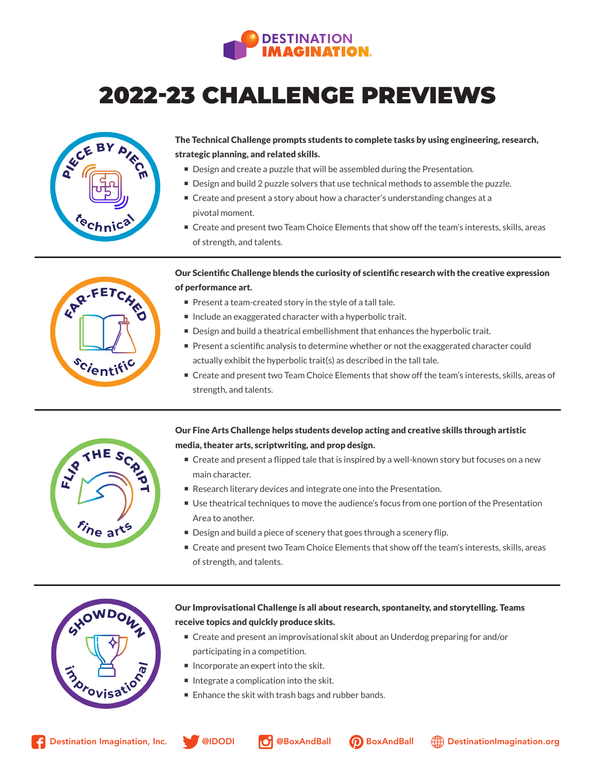DESTINATION IMAGINATION

# 2022-23 CHALLENGE PREVIEWS

PIECE BY PIECE
technical

**The Technical Challenge prompts students to complete tasks by using engineering, research, strategic planning, and related skills.**

- Design and create a puzzle that will be assembled during the Presentation.
- Design and build 2 puzzle solvers that use technical methods to assemble the puzzle.
- Create and present a story about how a character's understanding changes at a pivotal moment.
- Create and present two Team Choice Elements that show off the team's interests, skills, areas of strength, and talents.

FAR-FETCHED
scientific

**Our Scientific Challenge blends the curiosity of scientific research with the creative expression of performance art.**

- Present a team-created story in the style of a tall tale.
- Include an exaggerated character with a hyperbolic trait.
- Design and build a theatrical embellishment that enhances the hyperbolic trait.
- Present a scientific analysis to determine whether or not the exaggerated character could actually exhibit the hyperbolic trait(s) as described in the tall tale.
- Create and present two Team Choice Elements that show off the team's interests, skills, areas of strength, and talents.

FLIP THE SCRIPT
fine arts

**Our Fine Arts Challenge helps students develop acting and creative skills through artistic media, theater arts, scriptwriting, and prop design.**

- Create and present a flipped tale that is inspired by a well-known story but focuses on a new main character.
- Research literary devices and integrate one into the Presentation.
- Use theatrical techniques to move the audience's focus from one portion of the Presentation Area to another.
- Design and build a piece of scenery that goes through a scenery flip.
- Create and present two Team Choice Elements that show off the team's interests, skills, areas of strength, and talents.

SHOWDOWN
improvisational

**Our Improvisational Challenge is all about research, spontaneity, and storytelling. Teams receive topics and quickly produce skits.**

- Create and present an improvisational skit about an Underdog preparing for and/or participating in a competition.
- Incorporate an expert into the skit.
- Integrate a complication into the skit.
- Enhance the skit with trash bags and rubber bands.

Destination Imagination, Inc. @IDODI @BoxAndBall BoxAndBall DestinationImagination.org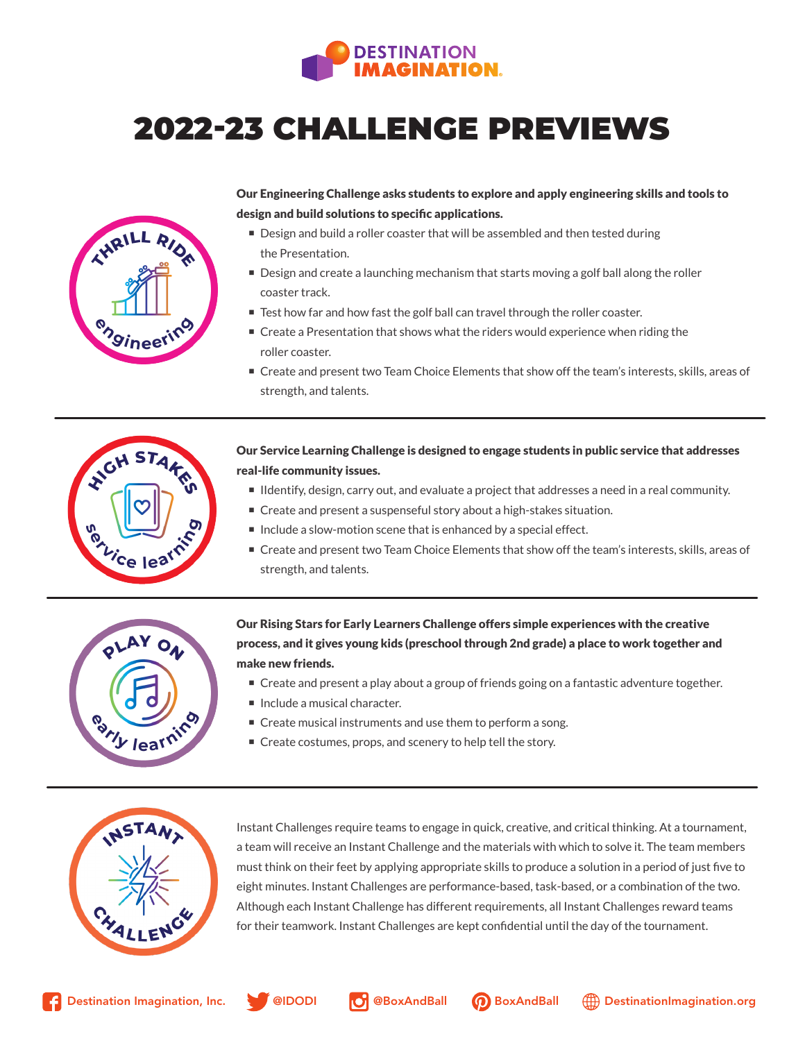# 2022-23 CHALLENGE PREVIEWS

THRILL RIDE engineering

**Our Engineering Challenge asks students to explore and apply engineering skills and tools to design and build solutions to specific applications.**

- Design and build a roller coaster that will be assembled and then tested during the Presentation.
- Design and create a launching mechanism that starts moving a golf ball along the roller coaster track.
- Test how far and how fast the golf ball can travel through the roller coaster.
- Create a Presentation that shows what the riders would experience when riding the roller coaster.
- Create and present two Team Choice Elements that show off the team's interests, skills, areas of strength, and talents.

---

HIGH STAKES service learning

**Our Service Learning Challenge is designed to engage students in public service that addresses real-life community issues.**

- IIdentify, design, carry out, and evaluate a project that addresses a need in a real community.
- Create and present a suspenseful story about a high-stakes situation.
- Include a slow-motion scene that is enhanced by a special effect.
- Create and present two Team Choice Elements that show off the team's interests, skills, areas of strength, and talents.

---

PLAY ON early learning

**Our Rising Stars for Early Learners Challenge offers simple experiences with the creative process, and it gives young kids (preschool through 2nd grade) a place to work together and make new friends.**

- Create and present a play about a group of friends going on a fantastic adventure together.
- Include a musical character.
- Create musical instruments and use them to perform a song.
- Create costumes, props, and scenery to help tell the story.

---

INSTANT CHALLENGE

Instant Challenges require teams to engage in quick, creative, and critical thinking. At a tournament, a team will receive an Instant Challenge and the materials with which to solve it. The team members must think on their feet by applying appropriate skills to produce a solution in a period of just five to eight minutes. Instant Challenges are performance-based, task-based, or a combination of the two. Although each Instant Challenge has different requirements, all Instant Challenges reward teams for their teamwork. Instant Challenges are kept confidential until the day of the tournament.

Destination Imagination, Inc. | @IDODI | @BoxAndBall | BoxAndBall | DestinationImagination.org